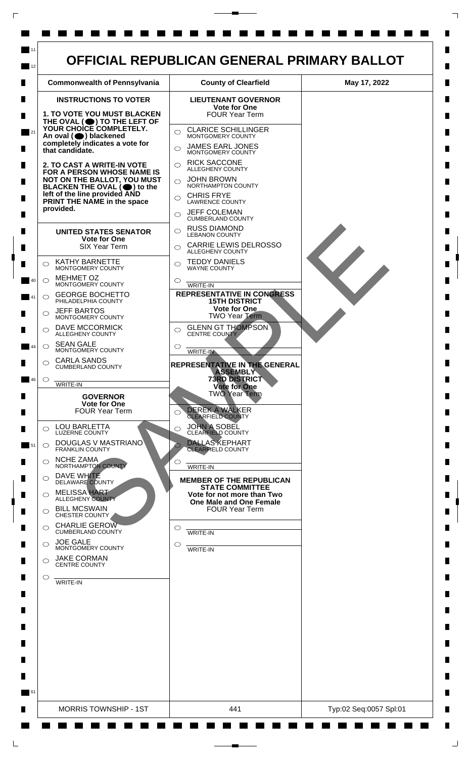# OFFICIAL REPUBLICAN GENERAL PRIMARY BALLOT

| Commonwealth of Pennsylvania | County of Clearfield | May 17, 2022 |
|---|---|---|

## INSTRUCTIONS TO VOTER

**1. TO VOTE YOU MUST BLACKEN THE OVAL (●) TO THE LEFT OF YOUR CHOICE COMPLETELY. An oval (●) blackened completely indicates a vote for that candidate.**

**2. TO CAST A WRITE-IN VOTE FOR A PERSON WHOSE NAME IS NOT ON THE BALLOT, YOU MUST BLACKEN THE OVAL (●) to the left of the line provided AND PRINT THE NAME in the space provided.**

### UNITED STATES SENATOR
**Vote for One**
SIX Year Term

- ○ KATHY BARNETTE — MONTGOMERY COUNTY
- ○ MEHMET OZ — MONTGOMERY COUNTY
- ○ GEORGE BOCHETTO — PHILADELPHIA COUNTY
- ○ JEFF BARTOS — MONTGOMERY COUNTY
- ○ DAVE MCCORMICK — ALLEGHENY COUNTY
- ○ SEAN GALE — MONTGOMERY COUNTY
- ○ CARLA SANDS — CUMBERLAND COUNTY
- ○ ______ WRITE-IN

### GOVERNOR
**Vote for One**
FOUR Year Term

- ○ LOU BARLETTA — LUZERNE COUNTY
- ○ DOUGLAS V MASTRIANO — FRANKLIN COUNTY
- ○ NCHE ZAMA — NORTHAMPTON COUNTY
- ○ DAVE WHITE — DELAWARE COUNTY
- ○ MELISSA HART — ALLEGHENY COUNTY
- ○ BILL MCSWAIN — CHESTER COUNTY
- ○ CHARLIE GEROW — CUMBERLAND COUNTY
- ○ JOE GALE — MONTGOMERY COUNTY
- ○ JAKE CORMAN — CENTRE COUNTY
- ○ ______ WRITE-IN

### LIEUTENANT GOVERNOR
**Vote for One**
FOUR Year Term

- ○ CLARICE SCHILLINGER — MONTGOMERY COUNTY
- ○ JAMES EARL JONES — MONTGOMERY COUNTY
- ○ RICK SACCONE — ALLEGHENY COUNTY
- ○ JOHN BROWN — NORTHAMPTON COUNTY
- ○ CHRIS FRYE — LAWRENCE COUNTY
- ○ JEFF COLEMAN — CUMBERLAND COUNTY
- ○ RUSS DIAMOND — LEBANON COUNTY
- ○ CARRIE LEWIS DELROSSO — ALLEGHENY COUNTY
- ○ TEDDY DANIELS — WAYNE COUNTY
- ○ ______ WRITE-IN

### REPRESENTATIVE IN CONGRESS
**15TH DISTRICT**
**Vote for One**
TWO Year Term

- ○ GLENN GT THOMPSON — CENTRE COUNTY
- ○ ______ WRITE-IN

### REPRESENTATIVE IN THE GENERAL ASSEMBLY
**73RD DISTRICT**
**Vote for One**
TWO Year Term

- ○ DEREK A WALKER — CLEARFIELD COUNTY
- ○ JOHN A SOBEL — CLEARFIELD COUNTY
- ○ DALLAS KEPHART — CLEARFIELD COUNTY
- ○ ______ WRITE-IN

### MEMBER OF THE REPUBLICAN STATE COMMITTEE
**Vote for not more than Two**
**One Male and One Female**
FOUR Year Term

- ○ ______ WRITE-IN
- ○ ______ WRITE-IN

SAMPLE

| MORRIS TOWNSHIP - 1ST | 441 | Typ:02 Seq:0057 Spl:01 |
|---|---|---|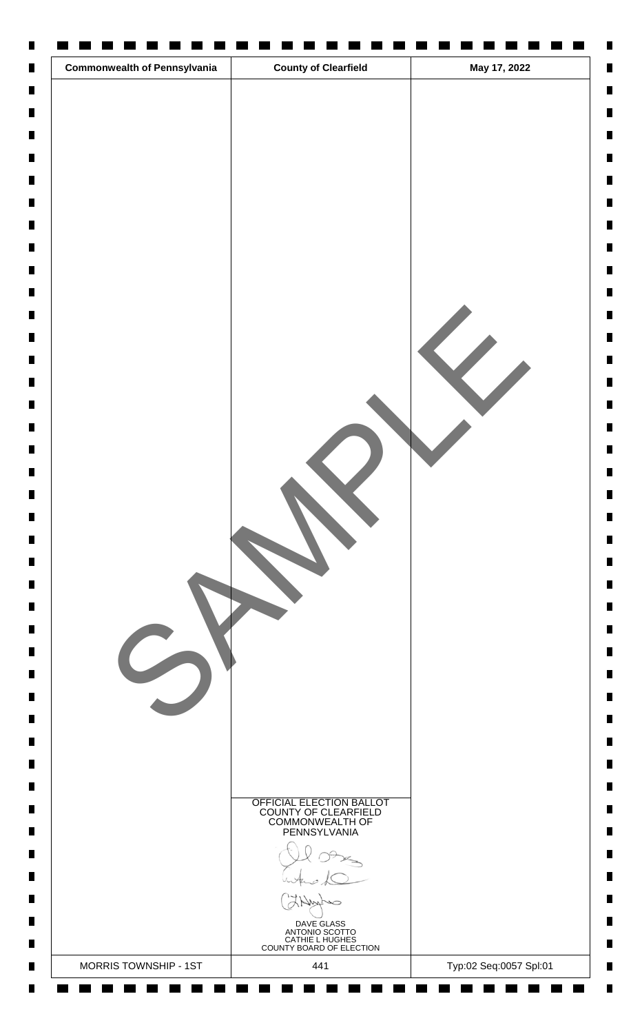| Commonwealth of Pennsylvania | County of Clearfield | May 17, 2022 |
| --- | --- | --- |
| | OFFICIAL ELECTION BALLOT COUNTY OF CLEARFIELD COMMONWEALTH OF PENNSYLVANIA | |
| | DAVE GLASS ANTONIO SCOTTO CATHIE L HUGHES COUNTY BOARD OF ELECTION | |
| MORRIS TOWNSHIP - 1ST | 441 | Typ:02 Seq:0057 Spl:01 |

SAMPLE